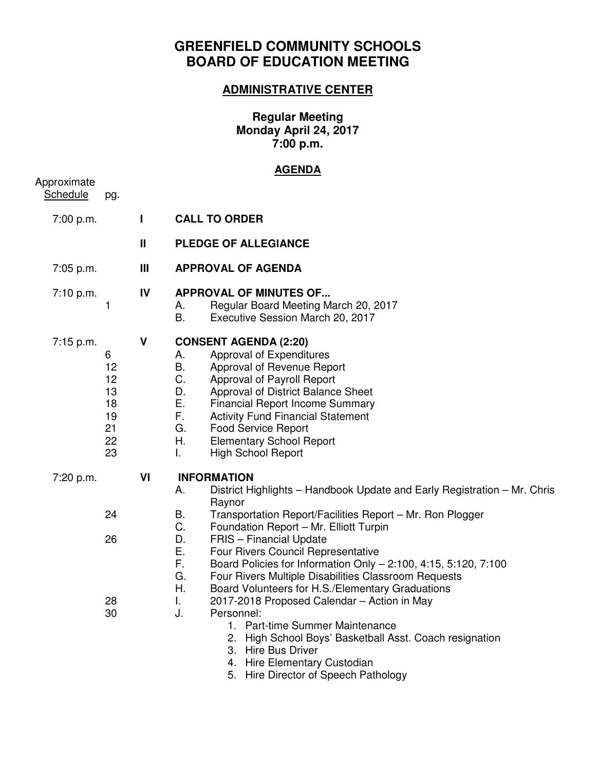# GREENFIELD COMMUNITY SCHOOLS
# BOARD OF EDUCATION MEETING

## ADMINISTRATIVE CENTER

**Regular Meeting**
**Monday April 24, 2017**
**7:00 p.m.**

## AGENDA

| Approximate Schedule | pg. | | |
|---|---|---|---|
| 7:00 p.m. | | **I** | **CALL TO ORDER** |
| | | **II** | **PLEDGE OF ALLEGIANCE** |
| 7:05 p.m. | | **III** | **APPROVAL OF AGENDA** |
| 7:10 p.m. | | **IV** | **APPROVAL OF MINUTES OF...** |
| | 1 | | A. Regular Board Meeting March 20, 2017 |
| | | | B. Executive Session March 20, 2017 |
| 7:15 p.m. | | **V** | **CONSENT AGENDA (2:20)** |
| | 6 | | A. Approval of Expenditures |
| | 12 | | B. Approval of Revenue Report |
| | 12 | | C. Approval of Payroll Report |
| | 13 | | D. Approval of District Balance Sheet |
| | 18 | | E. Financial Report Income Summary |
| | 19 | | F. Activity Fund Financial Statement |
| | 21 | | G. Food Service Report |
| | 22 | | H. Elementary School Report |
| | 23 | | I. High School Report |
| 7:20 p.m. | | **VI** | **INFORMATION** |
| | | | A. District Highlights – Handbook Update and Early Registration – Mr. Chris Raynor |
| | 24 | | B. Transportation Report/Facilities Report – Mr. Ron Plogger |
| | | | C. Foundation Report – Mr. Elliott Turpin |
| | 26 | | D. FRIS – Financial Update |
| | | | E. Four Rivers Council Representative |
| | | | F. Board Policies for Information Only – 2:100, 4:15, 5:120, 7:100 |
| | | | G. Four Rivers Multiple Disabilities Classroom Requests |
| | | | H. Board Volunteers for H.S./Elementary Graduations |
| | 28 | | I. 2017-2018 Proposed Calendar – Action in May |
| | 30 | | J. Personnel: |
| | | | 1. Part-time Summer Maintenance |
| | | | 2. High School Boys' Basketball Asst. Coach resignation |
| | | | 3. Hire Bus Driver |
| | | | 4. Hire Elementary Custodian |
| | | | 5. Hire Director of Speech Pathology |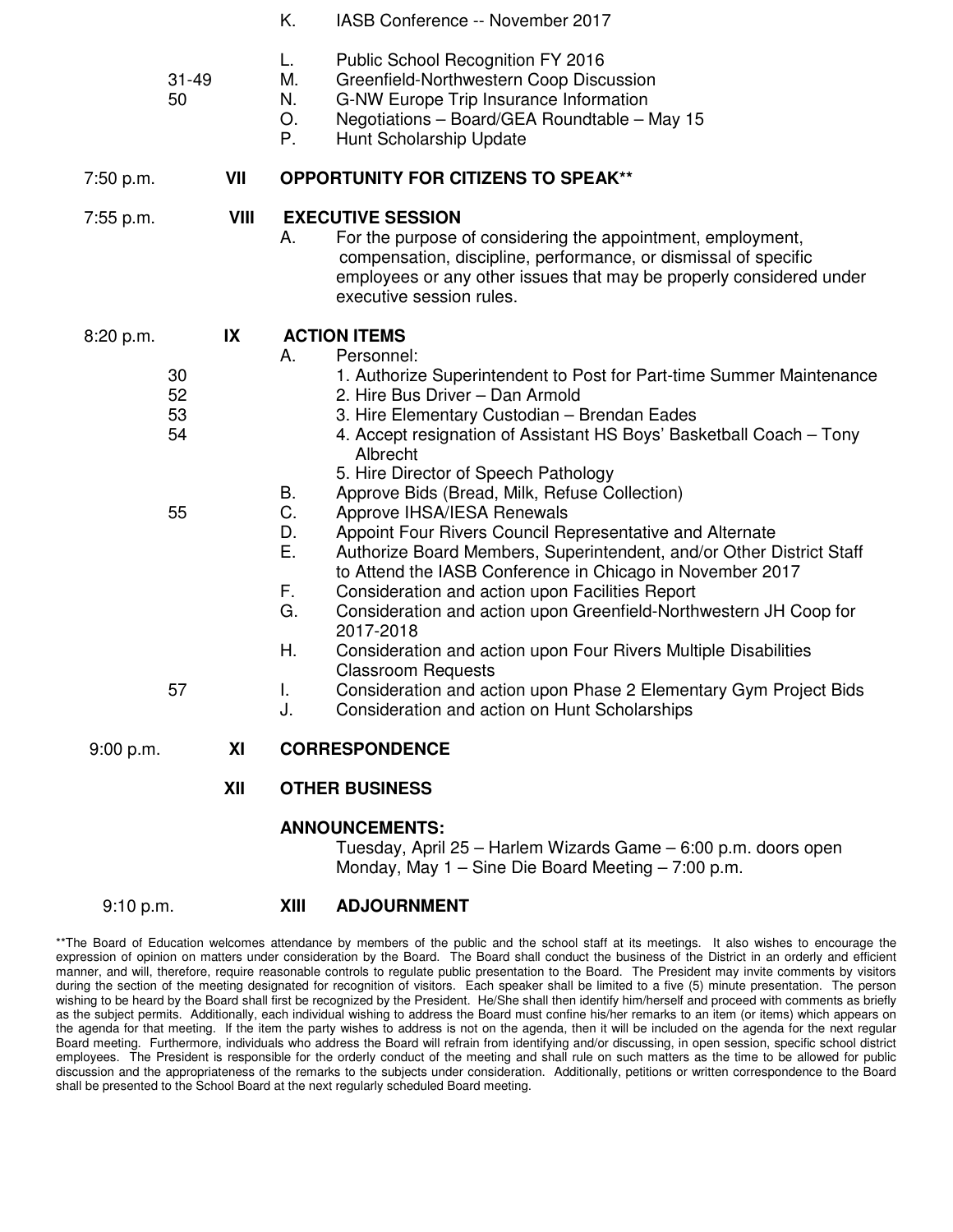| | | | |
|---|---|---|---|
| | | K. | IASB Conference -- November 2017 |
| | | L. | Public School Recognition FY 2016 |
| 31-49 | | M. | Greenfield-Northwestern Coop Discussion |
| 50 | | N. | G-NW Europe Trip Insurance Information |
| | | O. | Negotiations – Board/GEA Roundtable – May 15 |
| | | P. | Hunt Scholarship Update |
| 7:50 p.m. | **VII** | **OPPORTUNITY FOR CITIZENS TO SPEAK**** | |
| 7:55 p.m. | **VIII** | **EXECUTIVE SESSION** | |
| | | A. | For the purpose of considering the appointment, employment, compensation, discipline, performance, or dismissal of specific employees or any other issues that may be properly considered under executive session rules. |
| 8:20 p.m. | **IX** | **ACTION ITEMS** | |
| | | A. | Personnel: |
| 30 | | | 1. Authorize Superintendent to Post for Part-time Summer Maintenance |
| 52 | | | 2. Hire Bus Driver – Dan Armold |
| 53 | | | 3. Hire Elementary Custodian – Brendan Eades |
| 54 | | | 4. Accept resignation of Assistant HS Boys' Basketball Coach – Tony Albrecht |
| | | | 5. Hire Director of Speech Pathology |
| | | B. | Approve Bids (Bread, Milk, Refuse Collection) |
| 55 | | C. | Approve IHSA/IESA Renewals |
| | | D. | Appoint Four Rivers Council Representative and Alternate |
| | | E. | Authorize Board Members, Superintendent, and/or Other District Staff to Attend the IASB Conference in Chicago in November 2017 |
| | | F. | Consideration and action upon Facilities Report |
| | | G. | Consideration and action upon Greenfield-Northwestern JH Coop for 2017-2018 |
| | | H. | Consideration and action upon Four Rivers Multiple Disabilities Classroom Requests |
| 57 | | I. | Consideration and action upon Phase 2 Elementary Gym Project Bids |
| | | J. | Consideration and action on Hunt Scholarships |
| 9:00 p.m. | **XI** | **CORRESPONDENCE** | |
| | **XII** | **OTHER BUSINESS** | |

**ANNOUNCEMENTS:**

Tuesday, April 25 – Harlem Wizards Game – 6:00 p.m. doors open
Monday, May 1 – Sine Die Board Meeting – 7:00 p.m.

| | | |
|---|---|---|
| 9:10 p.m. | **XIII** | **ADJOURNMENT** |

**The Board of Education welcomes attendance by members of the public and the school staff at its meetings. It also wishes to encourage the expression of opinion on matters under consideration by the Board. The Board shall conduct the business of the District in an orderly and efficient manner, and will, therefore, require reasonable controls to regulate public presentation to the Board. The President may invite comments by visitors during the section of the meeting designated for recognition of visitors. Each speaker shall be limited to a five (5) minute presentation. The person wishing to be heard by the Board shall first be recognized by the President. He/She shall then identify him/herself and proceed with comments as briefly as the subject permits. Additionally, each individual wishing to address the Board must confine his/her remarks to an item (or items) which appears on the agenda for that meeting. If the item the party wishes to address is not on the agenda, then it will be included on the agenda for the next regular Board meeting. Furthermore, individuals who address the Board will refrain from identifying and/or discussing, in open session, specific school district employees. The President is responsible for the orderly conduct of the meeting and shall rule on such matters as the time to be allowed for public discussion and the appropriateness of the remarks to the subjects under consideration. Additionally, petitions or written correspondence to the Board shall be presented to the School Board at the next regularly scheduled Board meeting.